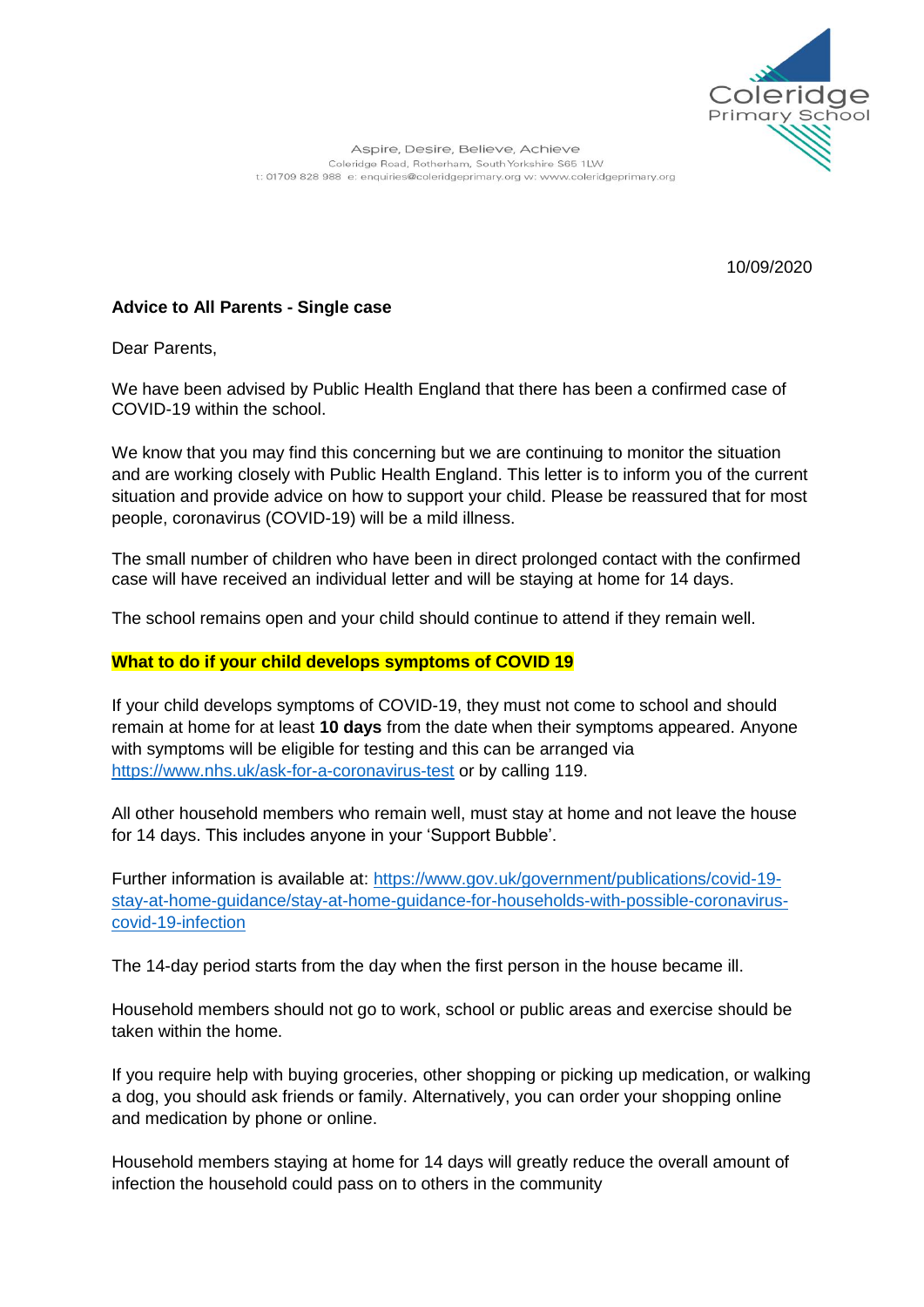Coleridge Primary School

Aspire, Desire, Believe, Achieve
Coleridge Road, Rotherham, South Yorkshire S65 1LW
t: 01709 828 988 e: enquiries@coleridgeprimary.org w: www.coleridgeprimary.org

10/09/2020

**Advice to All Parents - Single case**

Dear Parents,

We have been advised by Public Health England that there has been a confirmed case of COVID-19 within the school.

We know that you may find this concerning but we are continuing to monitor the situation and are working closely with Public Health England. This letter is to inform you of the current situation and provide advice on how to support your child. Please be reassured that for most people, coronavirus (COVID-19) will be a mild illness.

The small number of children who have been in direct prolonged contact with the confirmed case will have received an individual letter and will be staying at home for 14 days.

The school remains open and your child should continue to attend if they remain well.

**What to do if your child develops symptoms of COVID 19**

If your child develops symptoms of COVID-19, they must not come to school and should remain at home for at least **10 days** from the date when their symptoms appeared. Anyone with symptoms will be eligible for testing and this can be arranged via https://www.nhs.uk/ask-for-a-coronavirus-test or by calling 119.

All other household members who remain well, must stay at home and not leave the house for 14 days. This includes anyone in your 'Support Bubble'.

Further information is available at: https://www.gov.uk/government/publications/covid-19-stay-at-home-guidance/stay-at-home-guidance-for-households-with-possible-coronavirus-covid-19-infection

The 14-day period starts from the day when the first person in the house became ill.

Household members should not go to work, school or public areas and exercise should be taken within the home.

If you require help with buying groceries, other shopping or picking up medication, or walking a dog, you should ask friends or family. Alternatively, you can order your shopping online and medication by phone or online.

Household members staying at home for 14 days will greatly reduce the overall amount of infection the household could pass on to others in the community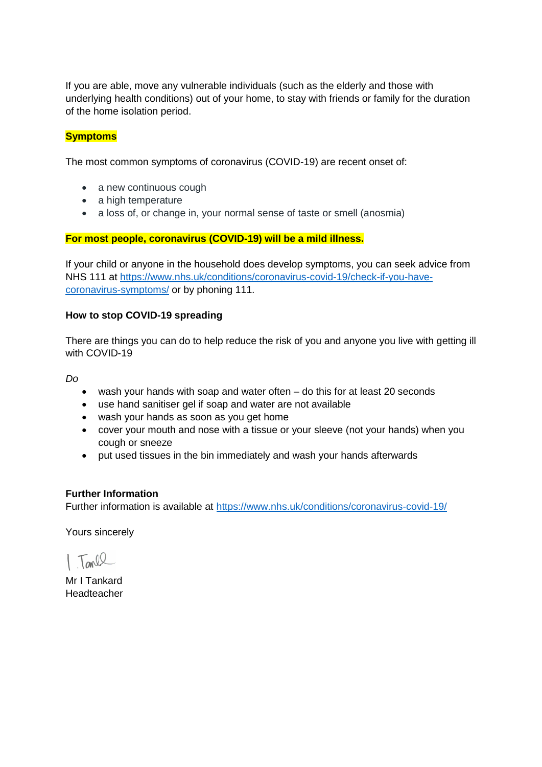If you are able, move any vulnerable individuals (such as the elderly and those with underlying health conditions) out of your home, to stay with friends or family for the duration of the home isolation period.

**Symptoms**

The most common symptoms of coronavirus (COVID-19) are recent onset of:

- a new continuous cough
- a high temperature
- a loss of, or change in, your normal sense of taste or smell (anosmia)

**For most people, coronavirus (COVID-19) will be a mild illness.**

If your child or anyone in the household does develop symptoms, you can seek advice from NHS 111 at [https://www.nhs.uk/conditions/coronavirus-covid-19/check-if-you-have-coronavirus-symptoms/](https://www.nhs.uk/conditions/coronavirus-covid-19/check-if-you-have-coronavirus-symptoms/) or by phoning 111.

**How to stop COVID-19 spreading**

There are things you can do to help reduce the risk of you and anyone you live with getting ill with COVID-19

*Do*

- wash your hands with soap and water often – do this for at least 20 seconds
- use hand sanitiser gel if soap and water are not available
- wash your hands as soon as you get home
- cover your mouth and nose with a tissue or your sleeve (not your hands) when you cough or sneeze
- put used tissues in the bin immediately and wash your hands afterwards

**Further Information**
Further information is available at [https://www.nhs.uk/conditions/coronavirus-covid-19/](https://www.nhs.uk/conditions/coronavirus-covid-19/)

Yours sincerely

I Tankard

Mr I Tankard
Headteacher